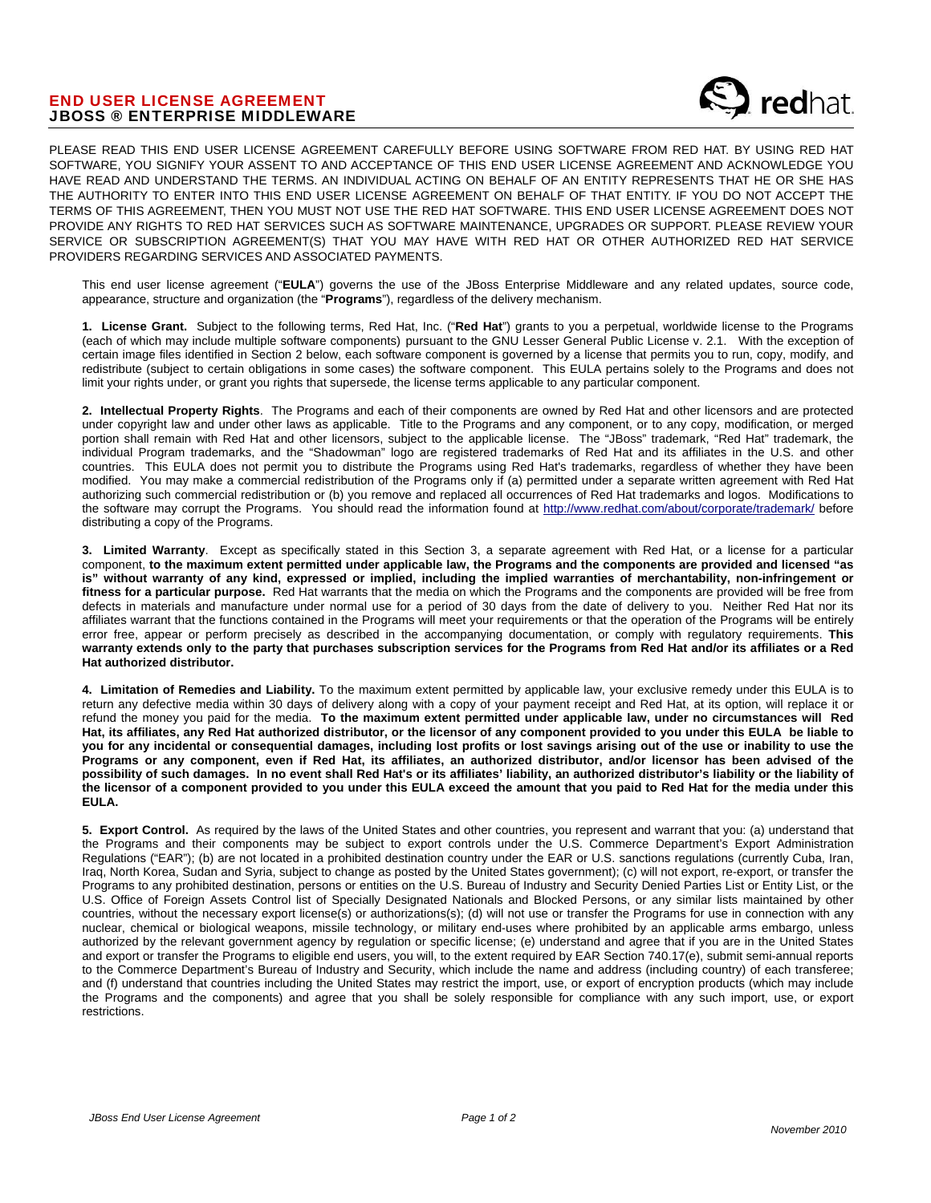# END USER LICENSE AGREEMENT
## JBOSS ® ENTERPRISE MIDDLEWARE

PLEASE READ THIS END USER LICENSE AGREEMENT CAREFULLY BEFORE USING SOFTWARE FROM RED HAT. BY USING RED HAT SOFTWARE, YOU SIGNIFY YOUR ASSENT TO AND ACCEPTANCE OF THIS END USER LICENSE AGREEMENT AND ACKNOWLEDGE YOU HAVE READ AND UNDERSTAND THE TERMS. AN INDIVIDUAL ACTING ON BEHALF OF AN ENTITY REPRESENTS THAT HE OR SHE HAS THE AUTHORITY TO ENTER INTO THIS END USER LICENSE AGREEMENT ON BEHALF OF THAT ENTITY. IF YOU DO NOT ACCEPT THE TERMS OF THIS AGREEMENT, THEN YOU MUST NOT USE THE RED HAT SOFTWARE. THIS END USER LICENSE AGREEMENT DOES NOT PROVIDE ANY RIGHTS TO RED HAT SERVICES SUCH AS SOFTWARE MAINTENANCE, UPGRADES OR SUPPORT. PLEASE REVIEW YOUR SERVICE OR SUBSCRIPTION AGREEMENT(S) THAT YOU MAY HAVE WITH RED HAT OR OTHER AUTHORIZED RED HAT SERVICE PROVIDERS REGARDING SERVICES AND ASSOCIATED PAYMENTS.

This end user license agreement ("**EULA**") governs the use of the JBoss Enterprise Middleware and any related updates, source code, appearance, structure and organization (the "**Programs**"), regardless of the delivery mechanism.

**1. License Grant.** Subject to the following terms, Red Hat, Inc. ("**Red Hat**") grants to you a perpetual, worldwide license to the Programs (each of which may include multiple software components) pursuant to the GNU Lesser General Public License v. 2.1. With the exception of certain image files identified in Section 2 below, each software component is governed by a license that permits you to run, copy, modify, and redistribute (subject to certain obligations in some cases) the software component. This EULA pertains solely to the Programs and does not limit your rights under, or grant you rights that supersede, the license terms applicable to any particular component.

**2. Intellectual Property Rights**. The Programs and each of their components are owned by Red Hat and other licensors and are protected under copyright law and under other laws as applicable. Title to the Programs and any component, or to any copy, modification, or merged portion shall remain with Red Hat and other licensors, subject to the applicable license. The "JBoss" trademark, "Red Hat" trademark, the individual Program trademarks, and the "Shadowman" logo are registered trademarks of Red Hat and its affiliates in the U.S. and other countries. This EULA does not permit you to distribute the Programs using Red Hat's trademarks, regardless of whether they have been modified. You may make a commercial redistribution of the Programs only if (a) permitted under a separate written agreement with Red Hat authorizing such commercial redistribution or (b) you remove and replaced all occurrences of Red Hat trademarks and logos. Modifications to the software may corrupt the Programs. You should read the information found at http://www.redhat.com/about/corporate/trademark/ before distributing a copy of the Programs.

**3. Limited Warranty**. Except as specifically stated in this Section 3, a separate agreement with Red Hat, or a license for a particular component, **to the maximum extent permitted under applicable law, the Programs and the components are provided and licensed "as is" without warranty of any kind, expressed or implied, including the implied warranties of merchantability, non-infringement or fitness for a particular purpose.** Red Hat warrants that the media on which the Programs and the components are provided will be free from defects in materials and manufacture under normal use for a period of 30 days from the date of delivery to you. Neither Red Hat nor its affiliates warrant that the functions contained in the Programs will meet your requirements or that the operation of the Programs will be entirely error free, appear or perform precisely as described in the accompanying documentation, or comply with regulatory requirements. **This warranty extends only to the party that purchases subscription services for the Programs from Red Hat and/or its affiliates or a Red Hat authorized distributor.**

**4. Limitation of Remedies and Liability.** To the maximum extent permitted by applicable law, your exclusive remedy under this EULA is to return any defective media within 30 days of delivery along with a copy of your payment receipt and Red Hat, at its option, will replace it or refund the money you paid for the media. **To the maximum extent permitted under applicable law, under no circumstances will Red Hat, its affiliates, any Red Hat authorized distributor, or the licensor of any component provided to you under this EULA be liable to you for any incidental or consequential damages, including lost profits or lost savings arising out of the use or inability to use the Programs or any component, even if Red Hat, its affiliates, an authorized distributor, and/or licensor has been advised of the possibility of such damages. In no event shall Red Hat's or its affiliates' liability, an authorized distributor's liability or the liability of the licensor of a component provided to you under this EULA exceed the amount that you paid to Red Hat for the media under this EULA.**

**5. Export Control.** As required by the laws of the United States and other countries, you represent and warrant that you: (a) understand that the Programs and their components may be subject to export controls under the U.S. Commerce Department's Export Administration Regulations ("EAR"); (b) are not located in a prohibited destination country under the EAR or U.S. sanctions regulations (currently Cuba, Iran, Iraq, North Korea, Sudan and Syria, subject to change as posted by the United States government); (c) will not export, re-export, or transfer the Programs to any prohibited destination, persons or entities on the U.S. Bureau of Industry and Security Denied Parties List or Entity List, or the U.S. Office of Foreign Assets Control list of Specially Designated Nationals and Blocked Persons, or any similar lists maintained by other countries, without the necessary export license(s) or authorizations(s); (d) will not use or transfer the Programs for use in connection with any nuclear, chemical or biological weapons, missile technology, or military end-uses where prohibited by an applicable arms embargo, unless authorized by the relevant government agency by regulation or specific license; (e) understand and agree that if you are in the United States and export or transfer the Programs to eligible end users, you will, to the extent required by EAR Section 740.17(e), submit semi-annual reports to the Commerce Department's Bureau of Industry and Security, which include the name and address (including country) of each transferee; and (f) understand that countries including the United States may restrict the import, use, or export of encryption products (which may include the Programs and the components) and agree that you shall be solely responsible for compliance with any such import, use, or export restrictions.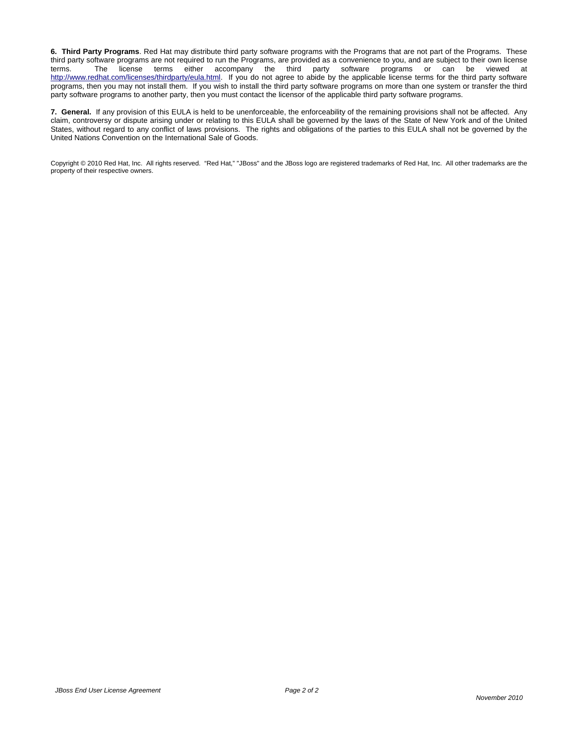**6. Third Party Programs**. Red Hat may distribute third party software programs with the Programs that are not part of the Programs. These third party software programs are not required to run the Programs, are provided as a convenience to you, and are subject to their own license terms. The license terms either accompany the third party software programs or can be viewed at http://www.redhat.com/licenses/thirdparty/eula.html. If you do not agree to abide by the applicable license terms for the third party software programs, then you may not install them. If you wish to install the third party software programs on more than one system or transfer the third party software programs to another party, then you must contact the licensor of the applicable third party software programs.

**7. General.** If any provision of this EULA is held to be unenforceable, the enforceability of the remaining provisions shall not be affected. Any claim, controversy or dispute arising under or relating to this EULA shall be governed by the laws of the State of New York and of the United States, without regard to any conflict of laws provisions. The rights and obligations of the parties to this EULA shall not be governed by the United Nations Convention on the International Sale of Goods.

Copyright © 2010 Red Hat, Inc. All rights reserved. "Red Hat," "JBoss" and the JBoss logo are registered trademarks of Red Hat, Inc. All other trademarks are the property of their respective owners.